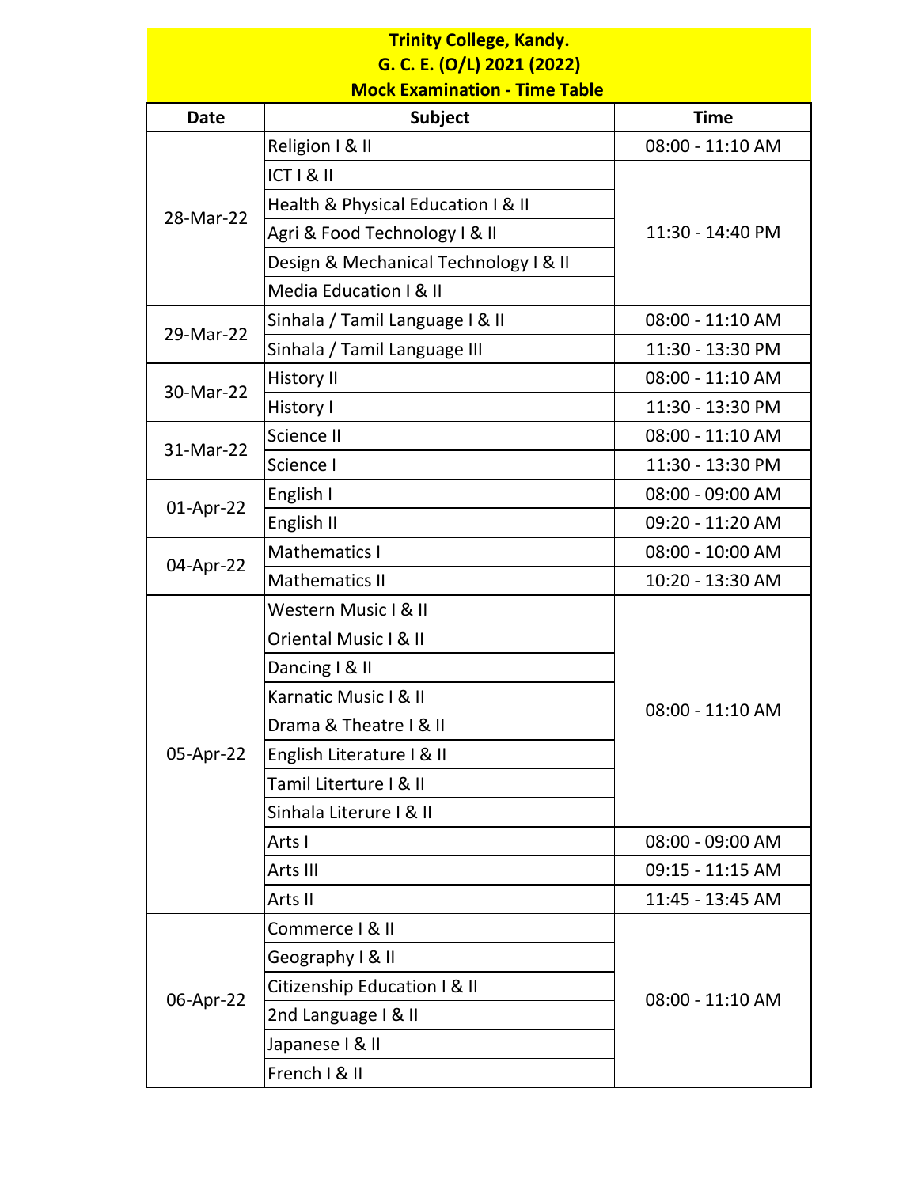**Trinity College, Kandy.**
**G. C. E. (O/L) 2021 (2022)**
**Mock Examination - Time Table**

| Date | Subject | Time |
|---|---|---|
| 28-Mar-22 | Religion I & II | 08:00 - 11:10 AM |
| | ICT I & II | 11:30 - 14:40 PM |
| | Health & Physical Education I & II | |
| | Agri & Food Technology I & II | |
| | Design & Mechanical Technology I & II | |
| | Media Education I & II | |
| 29-Mar-22 | Sinhala / Tamil Language I & II | 08:00 - 11:10 AM |
| | Sinhala / Tamil Language III | 11:30 - 13:30 PM |
| 30-Mar-22 | History II | 08:00 - 11:10 AM |
| | History I | 11:30 - 13:30 PM |
| 31-Mar-22 | Science II | 08:00 - 11:10 AM |
| | Science I | 11:30 - 13:30 PM |
| 01-Apr-22 | English I | 08:00 - 09:00 AM |
| | English II | 09:20 - 11:20 AM |
| 04-Apr-22 | Mathematics I | 08:00 - 10:00 AM |
| | Mathematics II | 10:20 - 13:30 AM |
| 05-Apr-22 | Western Music I & II | 08:00 - 11:10 AM |
| | Oriental Music I & II | |
| | Dancing I & II | |
| | Karnatic Music I & II | |
| | Drama & Theatre I & II | |
| | English Literature I & II | |
| | Tamil Literture I & II | |
| | Sinhala Literure I & II | |
| | Arts I | 08:00 - 09:00 AM |
| | Arts III | 09:15 - 11:15 AM |
| | Arts II | 11:45 - 13:45 AM |
| 06-Apr-22 | Commerce I & II | 08:00 - 11:10 AM |
| | Geography I & II | |
| | Citizenship Education I & II | |
| | 2nd Language I & II | |
| | Japanese I & II | |
| | French I & II | |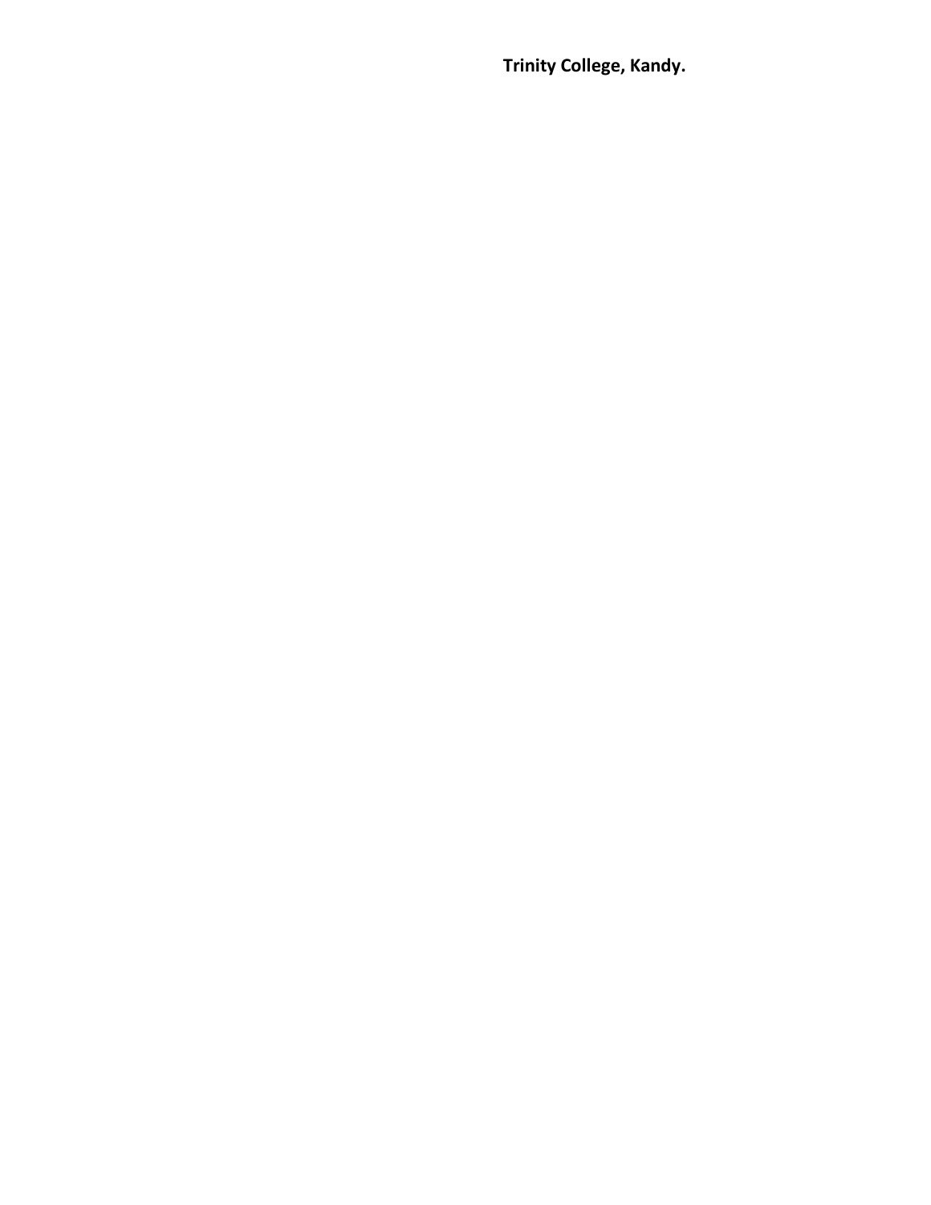**Trinity College, Kandy.**